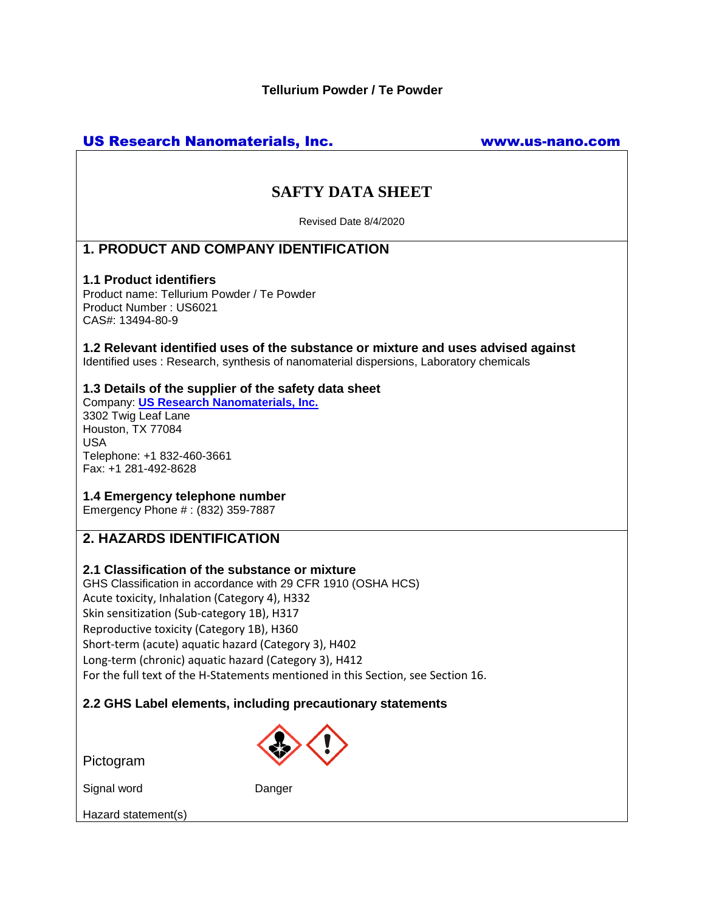**Tellurium Powder / Te Powder**

**US Research Nanomaterials, Inc.** **www.us-nano.com**

# SAFTY DATA SHEET

Revised Date 8/4/2020

## 1. PRODUCT AND COMPANY IDENTIFICATION

### 1.1 Product identifiers

Product name: Tellurium Powder / Te Powder
Product Number : US6021
CAS#: 13494-80-9

### 1.2 Relevant identified uses of the substance or mixture and uses advised against

Identified uses : Research, synthesis of nanomaterial dispersions, Laboratory chemicals

### 1.3 Details of the supplier of the safety data sheet

Company: **US Research Nanomaterials, Inc.**
3302 Twig Leaf Lane
Houston, TX 77084
USA
Telephone: +1 832-460-3661
Fax: +1 281-492-8628

### 1.4 Emergency telephone number

Emergency Phone # : (832) 359-7887

## 2. HAZARDS IDENTIFICATION

### 2.1 Classification of the substance or mixture

GHS Classification in accordance with 29 CFR 1910 (OSHA HCS)
Acute toxicity, Inhalation (Category 4), H332
Skin sensitization (Sub-category 1B), H317
Reproductive toxicity (Category 1B), H360
Short-term (acute) aquatic hazard (Category 3), H402
Long-term (chronic) aquatic hazard (Category 3), H412
For the full text of the H-Statements mentioned in this Section, see Section 16.

### 2.2 GHS Label elements, including precautionary statements

Pictogram

Signal word Danger

Hazard statement(s)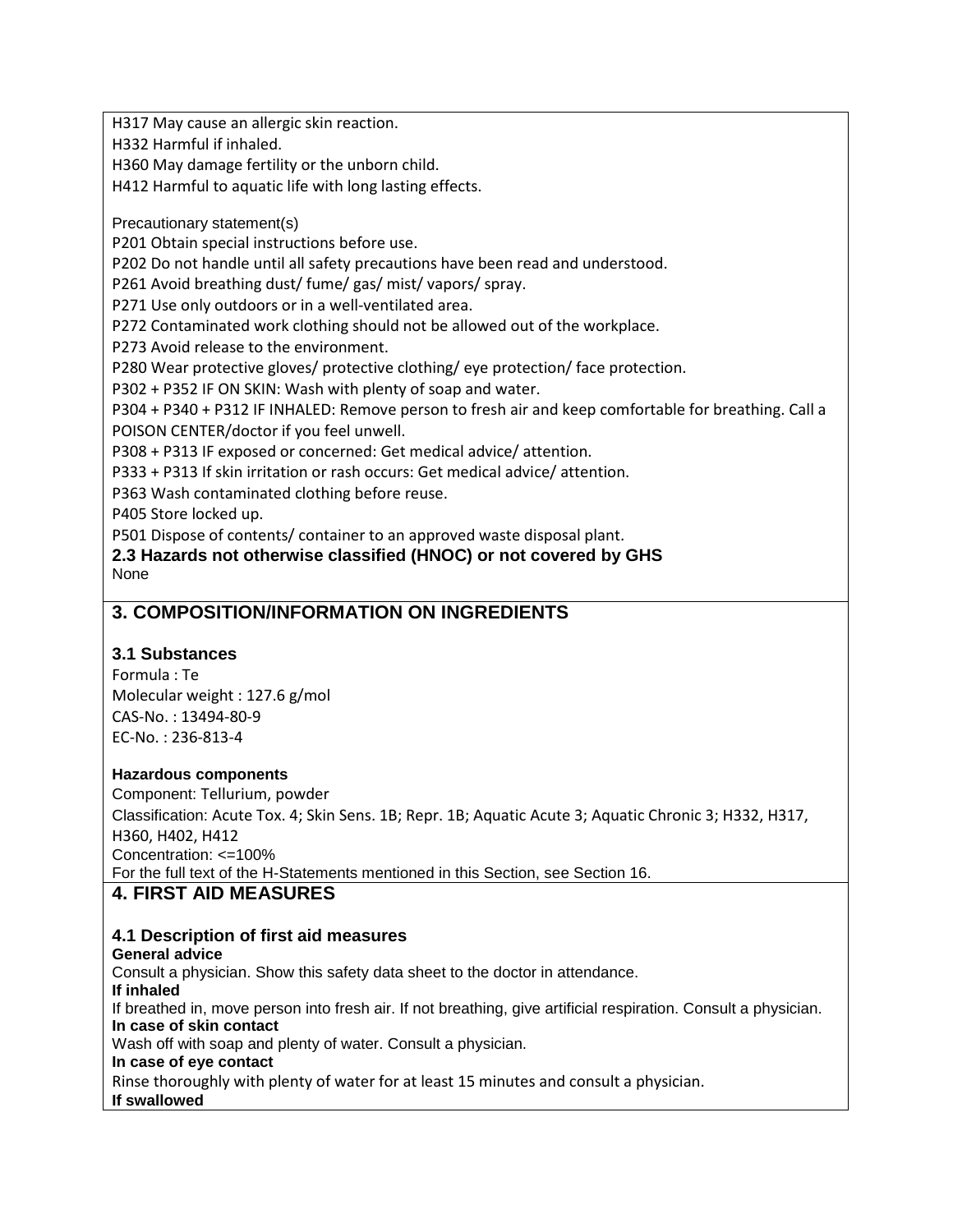H317 May cause an allergic skin reaction.
H332 Harmful if inhaled.
H360 May damage fertility or the unborn child.
H412 Harmful to aquatic life with long lasting effects.

Precautionary statement(s)
P201 Obtain special instructions before use.
P202 Do not handle until all safety precautions have been read and understood.
P261 Avoid breathing dust/ fume/ gas/ mist/ vapors/ spray.
P271 Use only outdoors or in a well-ventilated area.
P272 Contaminated work clothing should not be allowed out of the workplace.
P273 Avoid release to the environment.
P280 Wear protective gloves/ protective clothing/ eye protection/ face protection.
P302 + P352 IF ON SKIN: Wash with plenty of soap and water.
P304 + P340 + P312 IF INHALED: Remove person to fresh air and keep comfortable for breathing. Call a POISON CENTER/doctor if you feel unwell.
P308 + P313 IF exposed or concerned: Get medical advice/ attention.
P333 + P313 If skin irritation or rash occurs: Get medical advice/ attention.
P363 Wash contaminated clothing before reuse.
P405 Store locked up.
P501 Dispose of contents/ container to an approved waste disposal plant.

### 2.3 Hazards not otherwise classified (HNOC) or not covered by GHS

None

## 3. COMPOSITION/INFORMATION ON INGREDIENTS

### 3.1 Substances

Formula : Te
Molecular weight : 127.6 g/mol
CAS-No. : 13494-80-9
EC-No. : 236-813-4

**Hazardous components**

Component: Tellurium, powder
Classification: Acute Tox. 4; Skin Sens. 1B; Repr. 1B; Aquatic Acute 3; Aquatic Chronic 3; H332, H317, H360, H402, H412
Concentration: <=100%
For the full text of the H-Statements mentioned in this Section, see Section 16.

## 4. FIRST AID MEASURES

### 4.1 Description of first aid measures

**General advice**
Consult a physician. Show this safety data sheet to the doctor in attendance.

**If inhaled**
If breathed in, move person into fresh air. If not breathing, give artificial respiration. Consult a physician.

**In case of skin contact**
Wash off with soap and plenty of water. Consult a physician.

**In case of eye contact**
Rinse thoroughly with plenty of water for at least 15 minutes and consult a physician.

**If swallowed**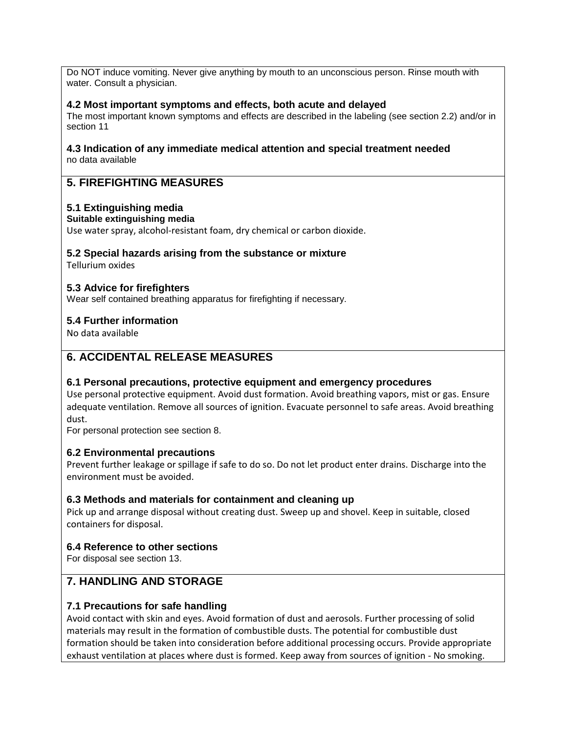Do NOT induce vomiting. Never give anything by mouth to an unconscious person. Rinse mouth with water. Consult a physician.

### 4.2 Most important symptoms and effects, both acute and delayed

The most important known symptoms and effects are described in the labeling (see section 2.2) and/or in section 11

### 4.3 Indication of any immediate medical attention and special treatment needed

no data available

## 5. FIREFIGHTING MEASURES

### 5.1 Extinguishing media

**Suitable extinguishing media**

Use water spray, alcohol-resistant foam, dry chemical or carbon dioxide.

### 5.2 Special hazards arising from the substance or mixture

Tellurium oxides

### 5.3 Advice for firefighters

Wear self contained breathing apparatus for firefighting if necessary.

### 5.4 Further information

No data available

## 6. ACCIDENTAL RELEASE MEASURES

### 6.1 Personal precautions, protective equipment and emergency procedures

Use personal protective equipment. Avoid dust formation. Avoid breathing vapors, mist or gas. Ensure adequate ventilation. Remove all sources of ignition. Evacuate personnel to safe areas. Avoid breathing dust.

For personal protection see section 8.

### 6.2 Environmental precautions

Prevent further leakage or spillage if safe to do so. Do not let product enter drains. Discharge into the environment must be avoided.

### 6.3 Methods and materials for containment and cleaning up

Pick up and arrange disposal without creating dust. Sweep up and shovel. Keep in suitable, closed containers for disposal.

### 6.4 Reference to other sections

For disposal see section 13.

## 7. HANDLING AND STORAGE

### 7.1 Precautions for safe handling

Avoid contact with skin and eyes. Avoid formation of dust and aerosols. Further processing of solid materials may result in the formation of combustible dusts. The potential for combustible dust formation should be taken into consideration before additional processing occurs. Provide appropriate exhaust ventilation at places where dust is formed. Keep away from sources of ignition - No smoking.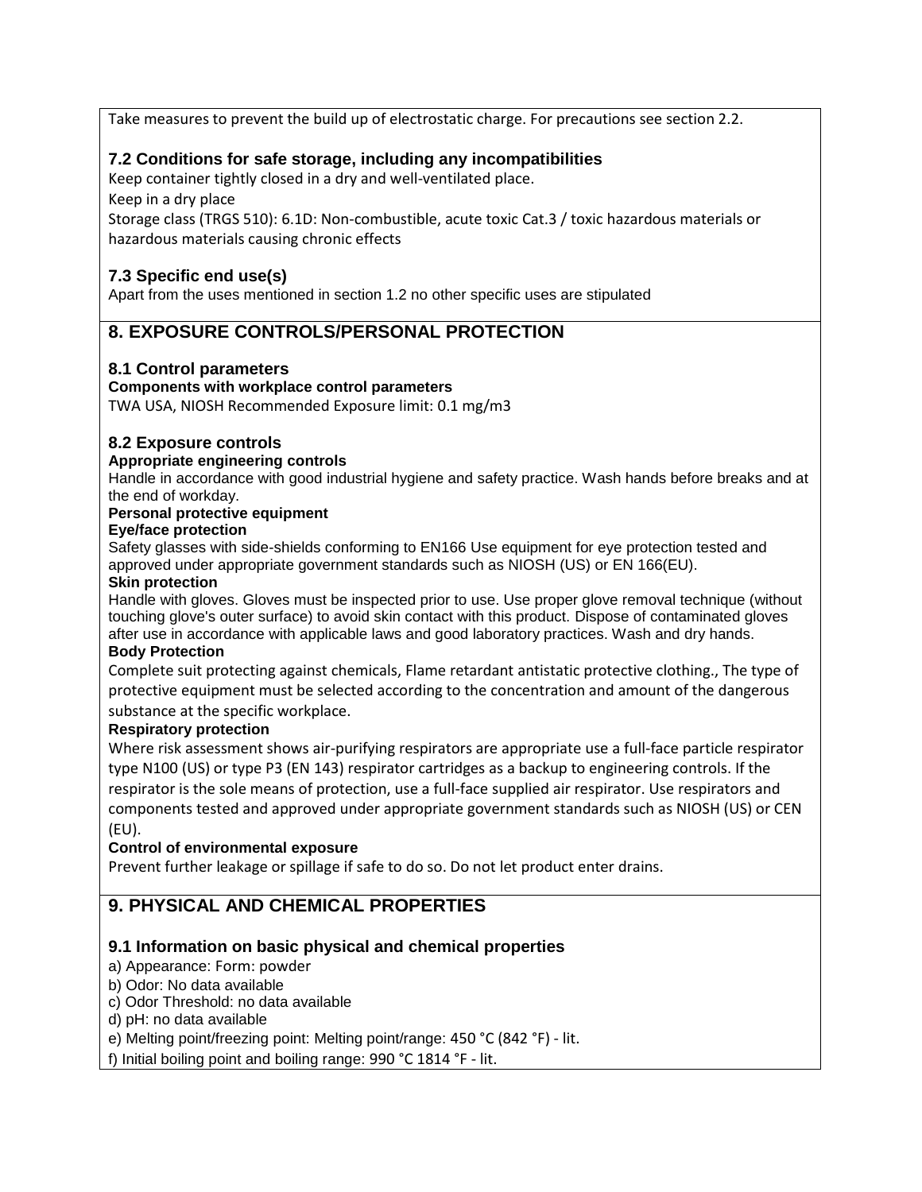Take measures to prevent the build up of electrostatic charge. For precautions see section 2.2.

### 7.2 Conditions for safe storage, including any incompatibilities

Keep container tightly closed in a dry and well-ventilated place.

Keep in a dry place

Storage class (TRGS 510): 6.1D: Non-combustible, acute toxic Cat.3 / toxic hazardous materials or hazardous materials causing chronic effects

### 7.3 Specific end use(s)

Apart from the uses mentioned in section 1.2 no other specific uses are stipulated

## 8. EXPOSURE CONTROLS/PERSONAL PROTECTION

### 8.1 Control parameters

**Components with workplace control parameters**

TWA USA, NIOSH Recommended Exposure limit: 0.1 mg/m3

### 8.2 Exposure controls

**Appropriate engineering controls**

Handle in accordance with good industrial hygiene and safety practice. Wash hands before breaks and at the end of workday.

**Personal protective equipment**

**Eye/face protection**

Safety glasses with side-shields conforming to EN166 Use equipment for eye protection tested and approved under appropriate government standards such as NIOSH (US) or EN 166(EU).

**Skin protection**

Handle with gloves. Gloves must be inspected prior to use. Use proper glove removal technique (without touching glove's outer surface) to avoid skin contact with this product. Dispose of contaminated gloves after use in accordance with applicable laws and good laboratory practices. Wash and dry hands.

**Body Protection**

Complete suit protecting against chemicals, Flame retardant antistatic protective clothing., The type of protective equipment must be selected according to the concentration and amount of the dangerous substance at the specific workplace.

**Respiratory protection**

Where risk assessment shows air-purifying respirators are appropriate use a full-face particle respirator type N100 (US) or type P3 (EN 143) respirator cartridges as a backup to engineering controls. If the respirator is the sole means of protection, use a full-face supplied air respirator. Use respirators and components tested and approved under appropriate government standards such as NIOSH (US) or CEN (EU).

**Control of environmental exposure**

Prevent further leakage or spillage if safe to do so. Do not let product enter drains.

## 9. PHYSICAL AND CHEMICAL PROPERTIES

### 9.1 Information on basic physical and chemical properties

a) Appearance: Form: powder

b) Odor: No data available

c) Odor Threshold: no data available

d) pH: no data available

e) Melting point/freezing point: Melting point/range: 450 °C (842 °F) - lit.

f) Initial boiling point and boiling range: 990 °C 1814 °F - lit.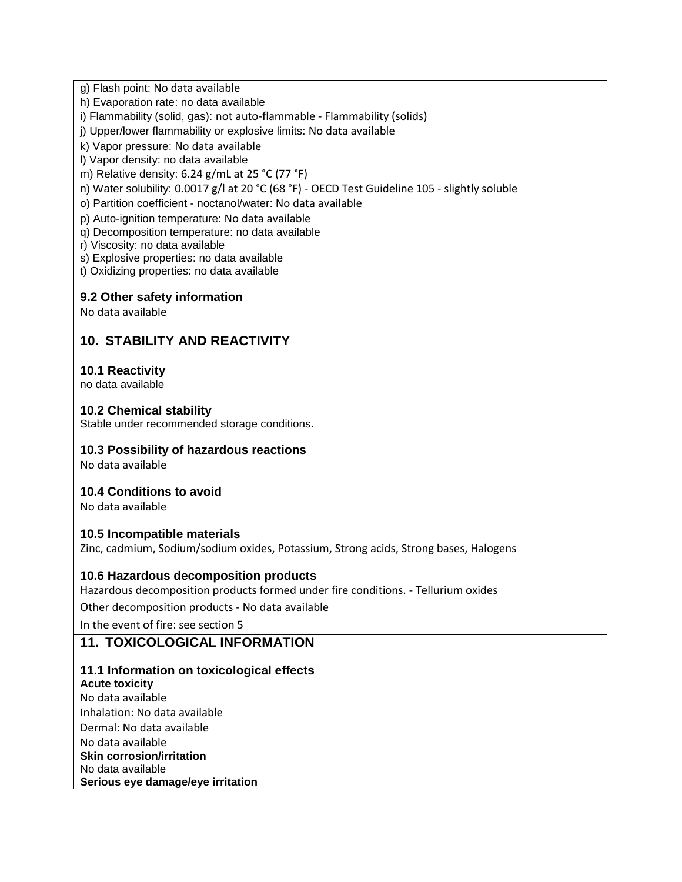g) Flash point: No data available

h) Evaporation rate: no data available

i) Flammability (solid, gas): not auto-flammable - Flammability (solids)

j) Upper/lower flammability or explosive limits: No data available

k) Vapor pressure: No data available

l) Vapor density: no data available

m) Relative density: 6.24 g/mL at 25 °C (77 °F)

n) Water solubility: 0.0017 g/l at 20 °C (68 °F) - OECD Test Guideline 105 - slightly soluble

o) Partition coefficient - noctanol/water: No data available

p) Auto-ignition temperature: No data available

q) Decomposition temperature: no data available

r) Viscosity: no data available

s) Explosive properties: no data available

t) Oxidizing properties: no data available

### 9.2 Other safety information

No data available

## 10. STABILITY AND REACTIVITY

### 10.1 Reactivity

no data available

### 10.2 Chemical stability

Stable under recommended storage conditions.

### 10.3 Possibility of hazardous reactions

No data available

### 10.4 Conditions to avoid

No data available

### 10.5 Incompatible materials

Zinc, cadmium, Sodium/sodium oxides, Potassium, Strong acids, Strong bases, Halogens

### 10.6 Hazardous decomposition products

Hazardous decomposition products formed under fire conditions. - Tellurium oxides

Other decomposition products - No data available

In the event of fire: see section 5

## 11. TOXICOLOGICAL INFORMATION

### 11.1 Information on toxicological effects

**Acute toxicity**

No data available

Inhalation: No data available

Dermal: No data available

No data available

**Skin corrosion/irritation**

No data available

**Serious eye damage/eye irritation**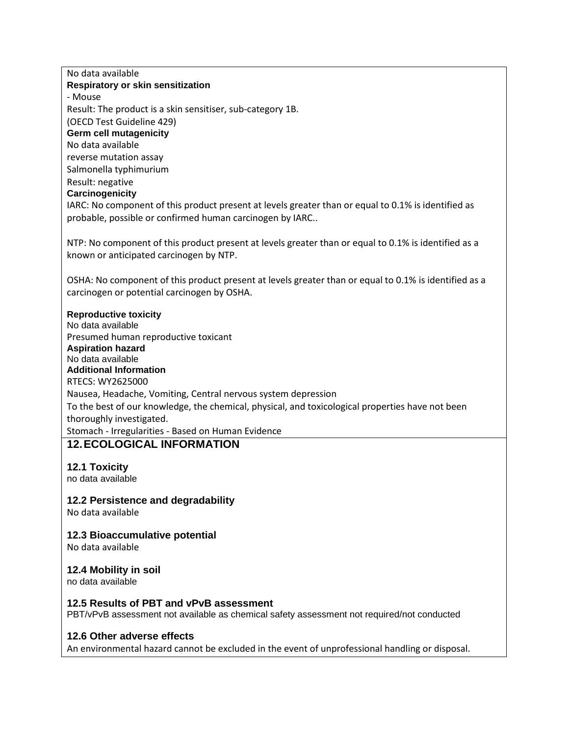No data available

**Respiratory or skin sensitization**

- Mouse

Result: The product is a skin sensitiser, sub-category 1B.

(OECD Test Guideline 429)

**Germ cell mutagenicity**

No data available

reverse mutation assay

Salmonella typhimurium

Result: negative

**Carcinogenicity**

IARC: No component of this product present at levels greater than or equal to 0.1% is identified as probable, possible or confirmed human carcinogen by IARC..

NTP: No component of this product present at levels greater than or equal to 0.1% is identified as a known or anticipated carcinogen by NTP.

OSHA: No component of this product present at levels greater than or equal to 0.1% is identified as a carcinogen or potential carcinogen by OSHA.

**Reproductive toxicity**

No data available

Presumed human reproductive toxicant

**Aspiration hazard**

No data available

**Additional Information**

RTECS: WY2625000

Nausea, Headache, Vomiting, Central nervous system depression

To the best of our knowledge, the chemical, physical, and toxicological properties have not been thoroughly investigated.

Stomach - Irregularities - Based on Human Evidence

## 12. ECOLOGICAL INFORMATION

### 12.1 Toxicity

no data available

### 12.2 Persistence and degradability

No data available

### 12.3 Bioaccumulative potential

No data available

### 12.4 Mobility in soil

no data available

### 12.5 Results of PBT and vPvB assessment

PBT/vPvB assessment not available as chemical safety assessment not required/not conducted

### 12.6 Other adverse effects

An environmental hazard cannot be excluded in the event of unprofessional handling or disposal.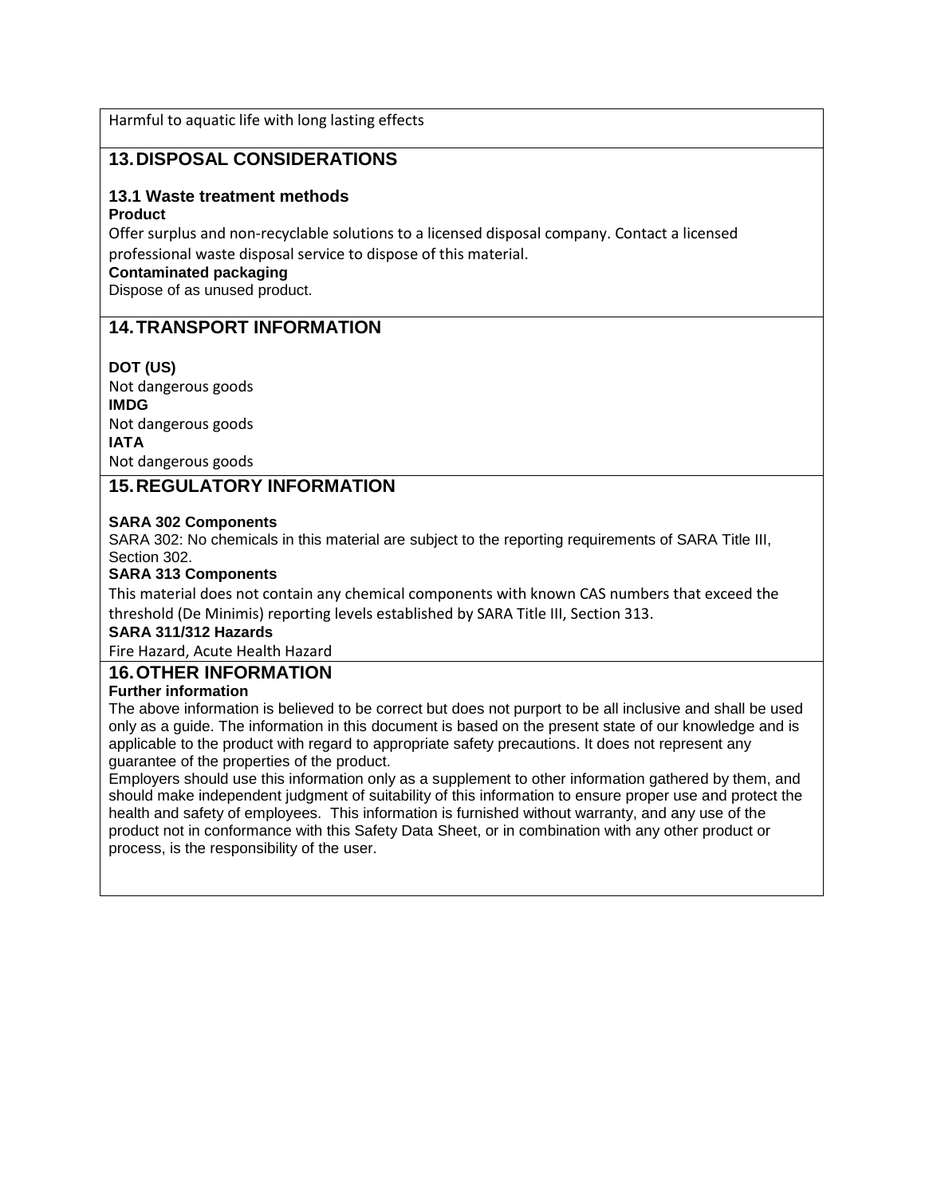Harmful to aquatic life with long lasting effects

## 13. DISPOSAL CONSIDERATIONS

### 13.1 Waste treatment methods

**Product**

Offer surplus and non-recyclable solutions to a licensed disposal company. Contact a licensed professional waste disposal service to dispose of this material.

**Contaminated packaging**

Dispose of as unused product.

## 14. TRANSPORT INFORMATION

**DOT (US)**

Not dangerous goods

**IMDG**

Not dangerous goods

**IATA**

Not dangerous goods

## 15. REGULATORY INFORMATION

**SARA 302 Components**

SARA 302: No chemicals in this material are subject to the reporting requirements of SARA Title III, Section 302.

**SARA 313 Components**

This material does not contain any chemical components with known CAS numbers that exceed the threshold (De Minimis) reporting levels established by SARA Title III, Section 313.

**SARA 311/312 Hazards**

Fire Hazard, Acute Health Hazard

## 16. OTHER INFORMATION

**Further information**

The above information is believed to be correct but does not purport to be all inclusive and shall be used only as a guide. The information in this document is based on the present state of our knowledge and is applicable to the product with regard to appropriate safety precautions. It does not represent any guarantee of the properties of the product.

Employers should use this information only as a supplement to other information gathered by them, and should make independent judgment of suitability of this information to ensure proper use and protect the health and safety of employees. This information is furnished without warranty, and any use of the product not in conformance with this Safety Data Sheet, or in combination with any other product or process, is the responsibility of the user.